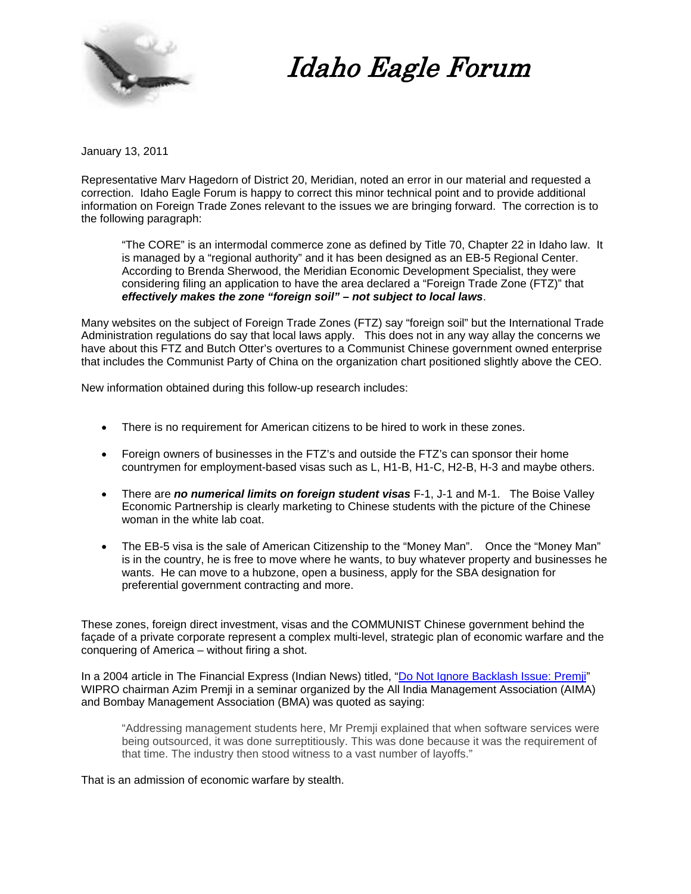# Idaho Eagle Forum

January 13, 2011

Representative Marv Hagedorn of District 20, Meridian, noted an error in our material and requested a correction. Idaho Eagle Forum is happy to correct this minor technical point and to provide additional information on Foreign Trade Zones relevant to the issues we are bringing forward. The correction is to the following paragraph:

> "The CORE" is an intermodal commerce zone as defined by Title 70, Chapter 22 in Idaho law. It is managed by a "regional authority" and it has been designed as an EB-5 Regional Center. According to Brenda Sherwood, the Meridian Economic Development Specialist, they were considering filing an application to have the area declared a "Foreign Trade Zone (FTZ)" that ***effectively makes the zone "foreign soil" – not subject to local laws***.

Many websites on the subject of Foreign Trade Zones (FTZ) say "foreign soil" but the International Trade Administration regulations do say that local laws apply. This does not in any way allay the concerns we have about this FTZ and Butch Otter's overtures to a Communist Chinese government owned enterprise that includes the Communist Party of China on the organization chart positioned slightly above the CEO.

New information obtained during this follow-up research includes:

- There is no requirement for American citizens to be hired to work in these zones.
- Foreign owners of businesses in the FTZ's and outside the FTZ's can sponsor their home countrymen for employment-based visas such as L, H1-B, H1-C, H2-B, H-3 and maybe others.
- There are ***no numerical limits on foreign student visas*** F-1, J-1 and M-1. The Boise Valley Economic Partnership is clearly marketing to Chinese students with the picture of the Chinese woman in the white lab coat.
- The EB-5 visa is the sale of American Citizenship to the "Money Man". Once the "Money Man" is in the country, he is free to move where he wants, to buy whatever property and businesses he wants. He can move to a hubzone, open a business, apply for the SBA designation for preferential government contracting and more.

These zones, foreign direct investment, visas and the COMMUNIST Chinese government behind the façade of a private corporate represent a complex multi-level, strategic plan of economic warfare and the conquering of America – without firing a shot.

In a 2004 article in The Financial Express (Indian News) titled, "Do Not Ignore Backlash Issue: Premji" WIPRO chairman Azim Premji in a seminar organized by the All India Management Association (AIMA) and Bombay Management Association (BMA) was quoted as saying:

> "Addressing management students here, Mr Premji explained that when software services were being outsourced, it was done surreptitiously. This was done because it was the requirement of that time. The industry then stood witness to a vast number of layoffs."

That is an admission of economic warfare by stealth.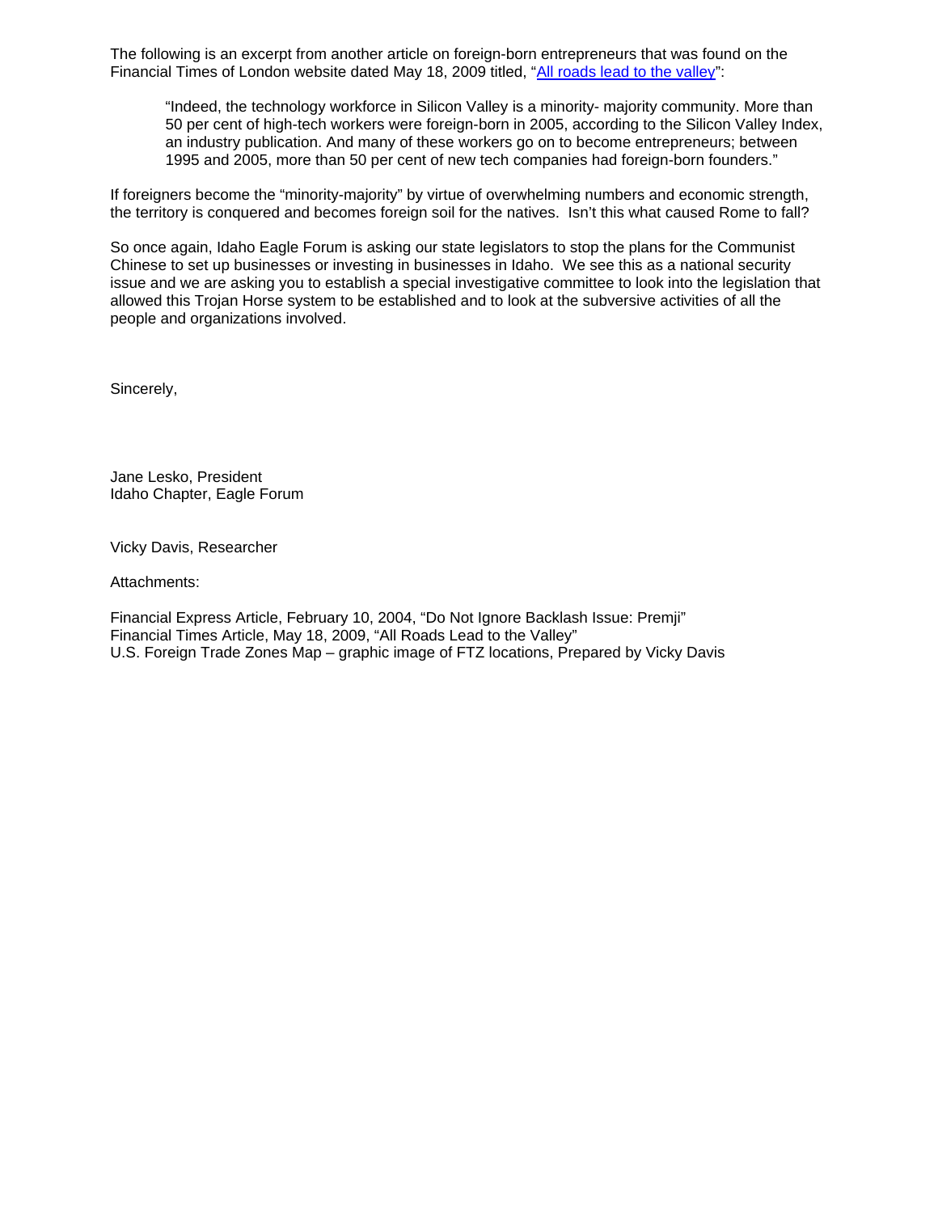The following is an excerpt from another article on foreign-born entrepreneurs that was found on the Financial Times of London website dated May 18, 2009 titled, "[All roads lead to the valley]":

> "Indeed, the technology workforce in Silicon Valley is a minority- majority community. More than 50 per cent of high-tech workers were foreign-born in 2005, according to the Silicon Valley Index, an industry publication. And many of these workers go on to become entrepreneurs; between 1995 and 2005, more than 50 per cent of new tech companies had foreign-born founders."

If foreigners become the "minority-majority" by virtue of overwhelming numbers and economic strength, the territory is conquered and becomes foreign soil for the natives. Isn't this what caused Rome to fall?

So once again, Idaho Eagle Forum is asking our state legislators to stop the plans for the Communist Chinese to set up businesses or investing in businesses in Idaho. We see this as a national security issue and we are asking you to establish a special investigative committee to look into the legislation that allowed this Trojan Horse system to be established and to look at the subversive activities of all the people and organizations involved.

Sincerely,

Jane Lesko, President
Idaho Chapter, Eagle Forum

Vicky Davis, Researcher

Attachments:

Financial Express Article, February 10, 2004, "Do Not Ignore Backlash Issue: Premji"
Financial Times Article, May 18, 2009, "All Roads Lead to the Valley"
U.S. Foreign Trade Zones Map – graphic image of FTZ locations, Prepared by Vicky Davis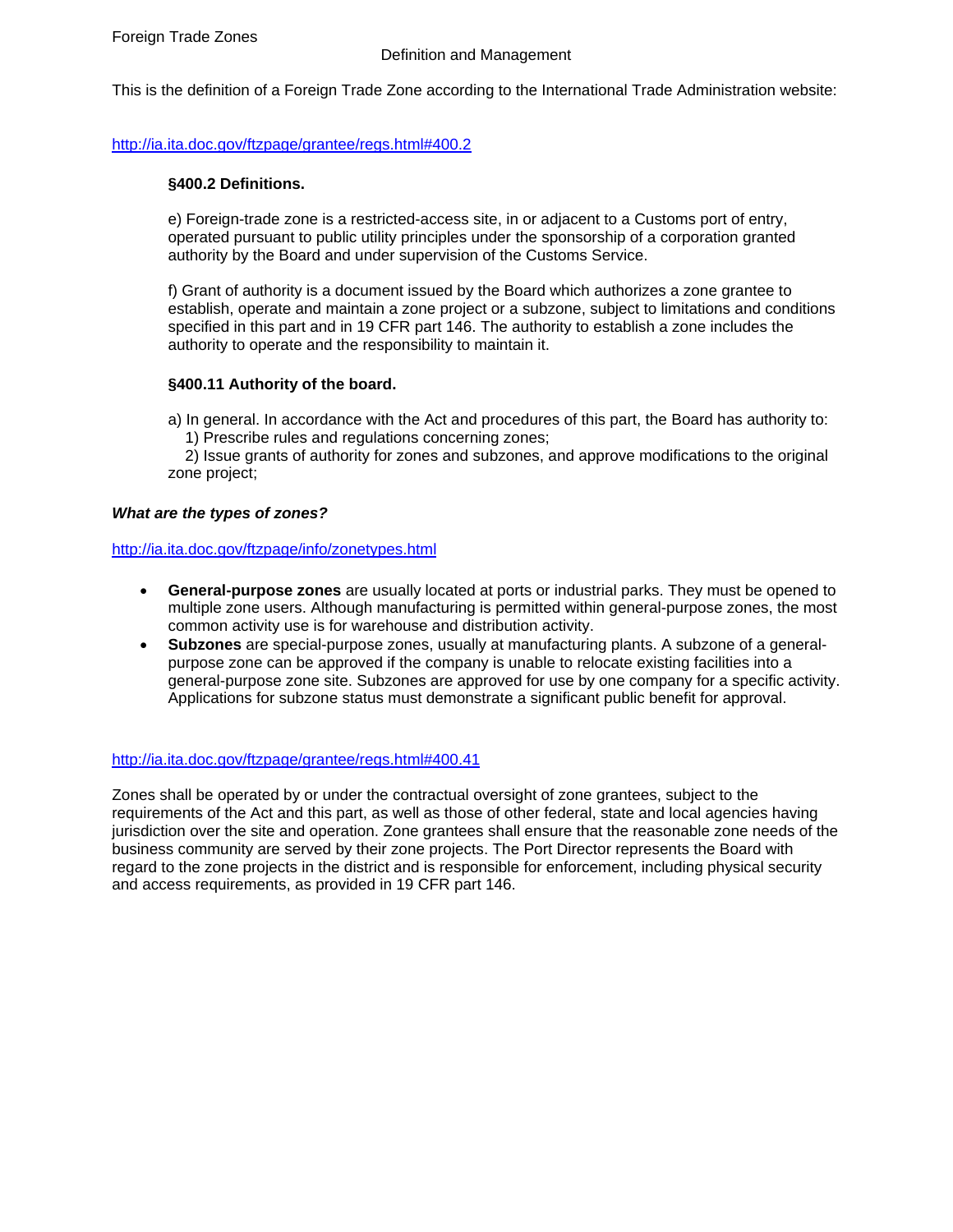Foreign Trade Zones

Definition and Management

This is the definition of a Foreign Trade Zone according to the International Trade Administration website:

http://ia.ita.doc.gov/ftzpage/grantee/regs.html#400.2

**§400.2 Definitions.**

e) Foreign-trade zone is a restricted-access site, in or adjacent to a Customs port of entry, operated pursuant to public utility principles under the sponsorship of a corporation granted authority by the Board and under supervision of the Customs Service.

f) Grant of authority is a document issued by the Board which authorizes a zone grantee to establish, operate and maintain a zone project or a subzone, subject to limitations and conditions specified in this part and in 19 CFR part 146. The authority to establish a zone includes the authority to operate and the responsibility to maintain it.

**§400.11 Authority of the board.**

a) In general. In accordance with the Act and procedures of this part, the Board has authority to:
1) Prescribe rules and regulations concerning zones;
2) Issue grants of authority for zones and subzones, and approve modifications to the original zone project;

***What are the types of zones?***

http://ia.ita.doc.gov/ftzpage/info/zonetypes.html

- **General-purpose zones** are usually located at ports or industrial parks. They must be opened to multiple zone users. Although manufacturing is permitted within general-purpose zones, the most common activity use is for warehouse and distribution activity.
- **Subzones** are special-purpose zones, usually at manufacturing plants. A subzone of a general-purpose zone can be approved if the company is unable to relocate existing facilities into a general-purpose zone site. Subzones are approved for use by one company for a specific activity. Applications for subzone status must demonstrate a significant public benefit for approval.

http://ia.ita.doc.gov/ftzpage/grantee/regs.html#400.41

Zones shall be operated by or under the contractual oversight of zone grantees, subject to the requirements of the Act and this part, as well as those of other federal, state and local agencies having jurisdiction over the site and operation. Zone grantees shall ensure that the reasonable zone needs of the business community are served by their zone projects. The Port Director represents the Board with regard to the zone projects in the district and is responsible for enforcement, including physical security and access requirements, as provided in 19 CFR part 146.